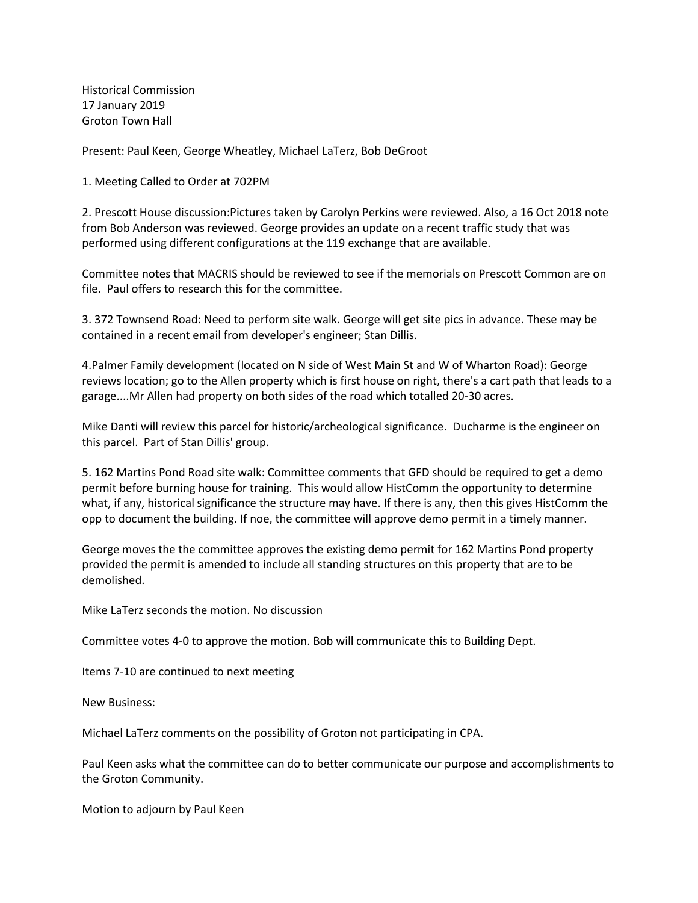Historical Commission
17 January 2019
Groton Town Hall

Present: Paul Keen, George Wheatley, Michael LaTerz, Bob DeGroot

1. Meeting Called to Order at 702PM

2. Prescott House discussion:Pictures taken by Carolyn Perkins were reviewed. Also, a 16 Oct 2018 note from Bob Anderson was reviewed. George provides an update on a recent traffic study that was performed using different configurations at the 119 exchange that are available.

Committee notes that MACRIS should be reviewed to see if the memorials on Prescott Common are on file. Paul offers to research this for the committee.

3. 372 Townsend Road: Need to perform site walk. George will get site pics in advance. These may be contained in a recent email from developer's engineer; Stan Dillis.

4.Palmer Family development (located on N side of West Main St and W of Wharton Road): George reviews location; go to the Allen property which is first house on right, there's a cart path that leads to a garage....Mr Allen had property on both sides of the road which totalled 20-30 acres.

Mike Danti will review this parcel for historic/archeological significance. Ducharme is the engineer on this parcel. Part of Stan Dillis' group.

5. 162 Martins Pond Road site walk: Committee comments that GFD should be required to get a demo permit before burning house for training. This would allow HistComm the opportunity to determine what, if any, historical significance the structure may have. If there is any, then this gives HistComm the opp to document the building. If noe, the committee will approve demo permit in a timely manner.

George moves the the committee approves the existing demo permit for 162 Martins Pond property provided the permit is amended to include all standing structures on this property that are to be demolished.

Mike LaTerz seconds the motion. No discussion

Committee votes 4-0 to approve the motion. Bob will communicate this to Building Dept.

Items 7-10 are continued to next meeting

New Business:

Michael LaTerz comments on the possibility of Groton not participating in CPA.

Paul Keen asks what the committee can do to better communicate our purpose and accomplishments to the Groton Community.

Motion to adjourn by Paul Keen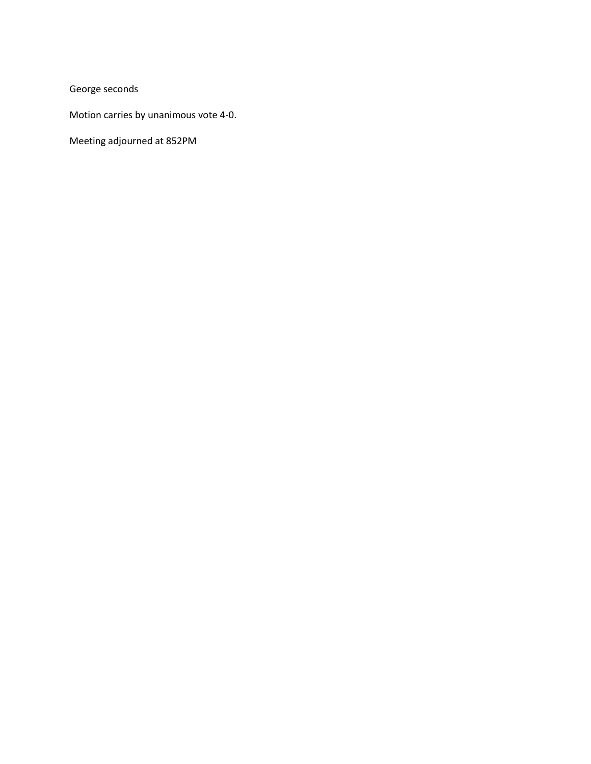George seconds

Motion carries by unanimous vote 4-0.

Meeting adjourned at 852PM